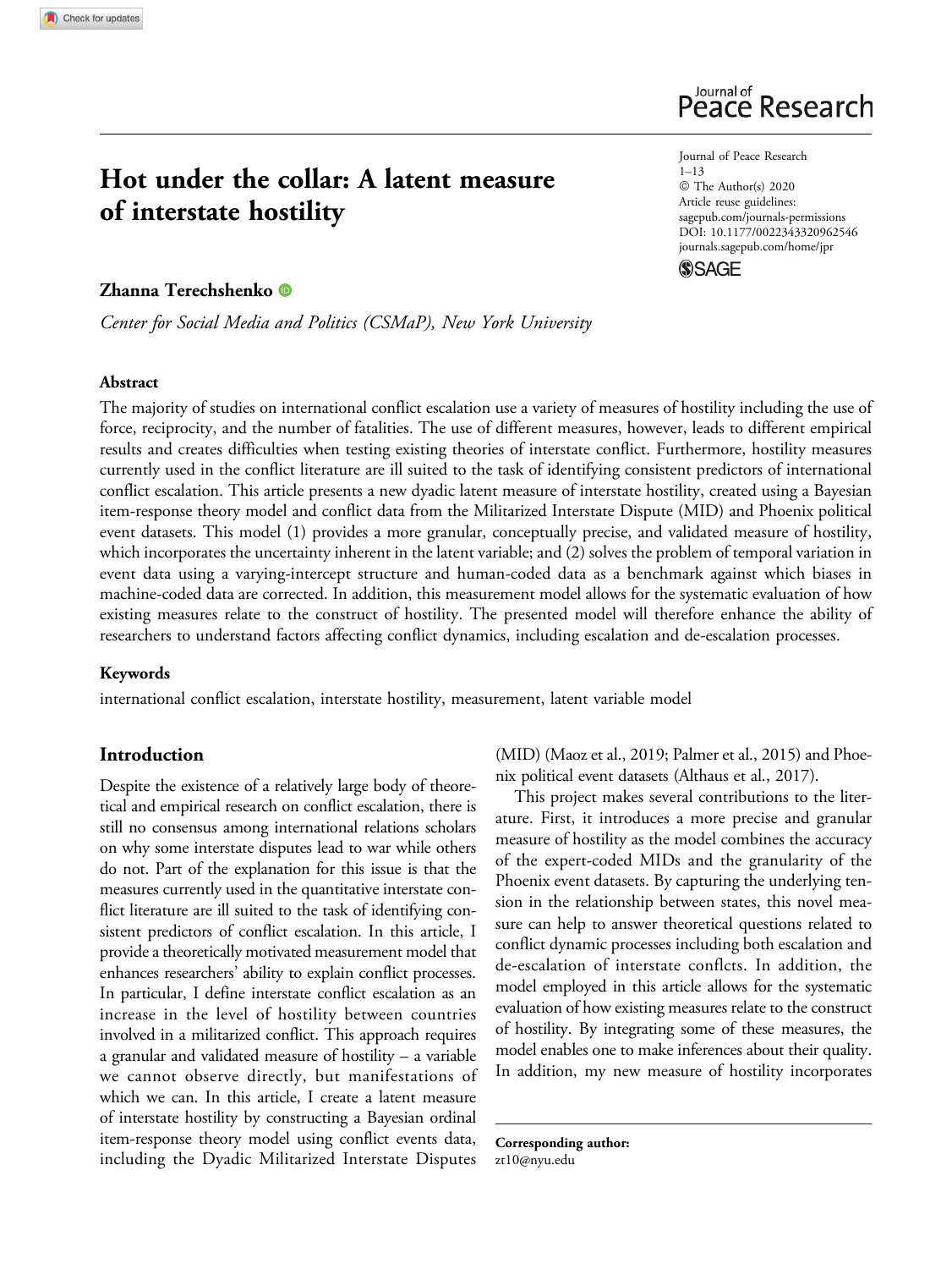# Hot under the collar: A latent measure of interstate hostility

Journal of Peace Research
1–13
© The Author(s) 2020
Article reuse guidelines:
sagepub.com/journals-permissions
DOI: 10.1177/0022343320962546
journals.sagepub.com/home/jpr

**Zhanna Terechshenko**

*Center for Social Media and Politics (CSMaP), New York University*

## Abstract

The majority of studies on international conflict escalation use a variety of measures of hostility including the use of force, reciprocity, and the number of fatalities. The use of different measures, however, leads to different empirical results and creates difficulties when testing existing theories of interstate conflict. Furthermore, hostility measures currently used in the conflict literature are ill suited to the task of identifying consistent predictors of international conflict escalation. This article presents a new dyadic latent measure of interstate hostility, created using a Bayesian item-response theory model and conflict data from the Militarized Interstate Dispute (MID) and Phoenix political event datasets. This model (1) provides a more granular, conceptually precise, and validated measure of hostility, which incorporates the uncertainty inherent in the latent variable; and (2) solves the problem of temporal variation in event data using a varying-intercept structure and human-coded data as a benchmark against which biases in machine-coded data are corrected. In addition, this measurement model allows for the systematic evaluation of how existing measures relate to the construct of hostility. The presented model will therefore enhance the ability of researchers to understand factors affecting conflict dynamics, including escalation and de-escalation processes.

### Keywords

international conflict escalation, interstate hostility, measurement, latent variable model

## Introduction

Despite the existence of a relatively large body of theoretical and empirical research on conflict escalation, there is still no consensus among international relations scholars on why some interstate disputes lead to war while others do not. Part of the explanation for this issue is that the measures currently used in the quantitative interstate conflict literature are ill suited to the task of identifying consistent predictors of conflict escalation. In this article, I provide a theoretically motivated measurement model that enhances researchers' ability to explain conflict processes. In particular, I define interstate conflict escalation as an increase in the level of hostility between countries involved in a militarized conflict. This approach requires a granular and validated measure of hostility – a variable we cannot observe directly, but manifestations of which we can. In this article, I create a latent measure of interstate hostility by constructing a Bayesian ordinal item-response theory model using conflict events data, including the Dyadic Militarized Interstate Disputes (MID) (Maoz et al., 2019; Palmer et al., 2015) and Phoenix political event datasets (Althaus et al., 2017).

This project makes several contributions to the literature. First, it introduces a more precise and granular measure of hostility as the model combines the accuracy of the expert-coded MIDs and the granularity of the Phoenix event datasets. By capturing the underlying tension in the relationship between states, this novel measure can help to answer theoretical questions related to conflict dynamic processes including both escalation and de-escalation of interstate conflcts. In addition, the model employed in this article allows for the systematic evaluation of how existing measures relate to the construct of hostility. By integrating some of these measures, the model enables one to make inferences about their quality. In addition, my new measure of hostility incorporates

**Corresponding author:**
zt10@nyu.edu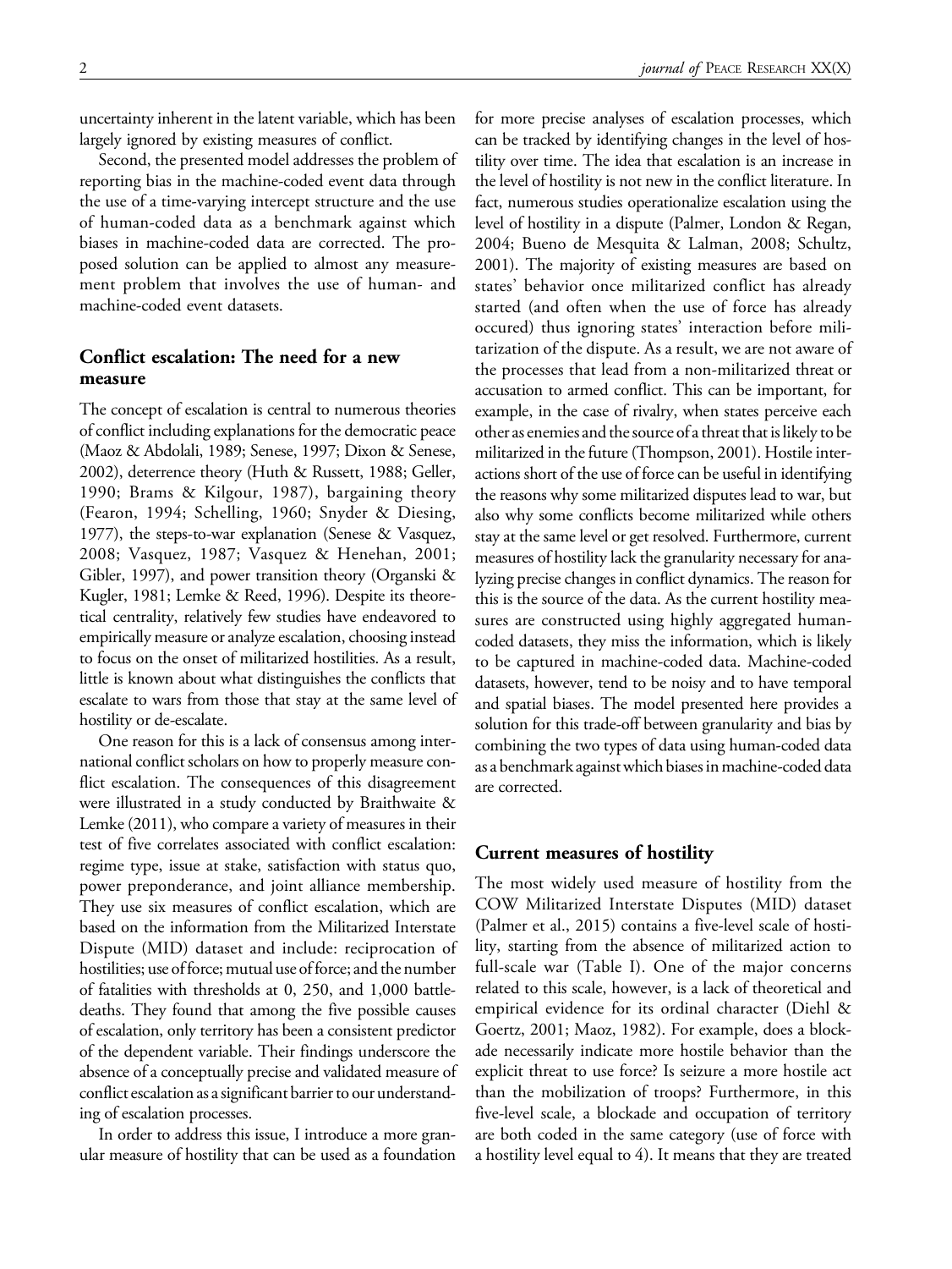uncertainty inherent in the latent variable, which has been largely ignored by existing measures of conflict.

Second, the presented model addresses the problem of reporting bias in the machine-coded event data through the use of a time-varying intercept structure and the use of human-coded data as a benchmark against which biases in machine-coded data are corrected. The proposed solution can be applied to almost any measurement problem that involves the use of human- and machine-coded event datasets.

## Conflict escalation: The need for a new measure

The concept of escalation is central to numerous theories of conflict including explanations for the democratic peace (Maoz & Abdolali, 1989; Senese, 1997; Dixon & Senese, 2002), deterrence theory (Huth & Russett, 1988; Geller, 1990; Brams & Kilgour, 1987), bargaining theory (Fearon, 1994; Schelling, 1960; Snyder & Diesing, 1977), the steps-to-war explanation (Senese & Vasquez, 2008; Vasquez, 1987; Vasquez & Henehan, 2001; Gibler, 1997), and power transition theory (Organski & Kugler, 1981; Lemke & Reed, 1996). Despite its theoretical centrality, relatively few studies have endeavored to empirically measure or analyze escalation, choosing instead to focus on the onset of militarized hostilities. As a result, little is known about what distinguishes the conflicts that escalate to wars from those that stay at the same level of hostility or de-escalate.

One reason for this is a lack of consensus among international conflict scholars on how to properly measure conflict escalation. The consequences of this disagreement were illustrated in a study conducted by Braithwaite & Lemke (2011), who compare a variety of measures in their test of five correlates associated with conflict escalation: regime type, issue at stake, satisfaction with status quo, power preponderance, and joint alliance membership. They use six measures of conflict escalation, which are based on the information from the Militarized Interstate Dispute (MID) dataset and include: reciprocation of hostilities; use of force; mutual use of force; and the number of fatalities with thresholds at 0, 250, and 1,000 battle-deaths. They found that among the five possible causes of escalation, only territory has been a consistent predictor of the dependent variable. Their findings underscore the absence of a conceptually precise and validated measure of conflict escalation as a significant barrier to our understanding of escalation processes.

In order to address this issue, I introduce a more granular measure of hostility that can be used as a foundation for more precise analyses of escalation processes, which can be tracked by identifying changes in the level of hostility over time. The idea that escalation is an increase in the level of hostility is not new in the conflict literature. In fact, numerous studies operationalize escalation using the level of hostility in a dispute (Palmer, London & Regan, 2004; Bueno de Mesquita & Lalman, 2008; Schultz, 2001). The majority of existing measures are based on states' behavior once militarized conflict has already started (and often when the use of force has already occured) thus ignoring states' interaction before militarization of the dispute. As a result, we are not aware of the processes that lead from a non-militarized threat or accusation to armed conflict. This can be important, for example, in the case of rivalry, when states perceive each other as enemies and the source of a threat that is likely to be militarized in the future (Thompson, 2001). Hostile interactions short of the use of force can be useful in identifying the reasons why some militarized disputes lead to war, but also why some conflicts become militarized while others stay at the same level or get resolved. Furthermore, current measures of hostility lack the granularity necessary for analyzing precise changes in conflict dynamics. The reason for this is the source of the data. As the current hostility measures are constructed using highly aggregated human-coded datasets, they miss the information, which is likely to be captured in machine-coded data. Machine-coded datasets, however, tend to be noisy and to have temporal and spatial biases. The model presented here provides a solution for this trade-off between granularity and bias by combining the two types of data using human-coded data as a benchmark against which biases in machine-coded data are corrected.

## Current measures of hostility

The most widely used measure of hostility from the COW Militarized Interstate Disputes (MID) dataset (Palmer et al., 2015) contains a five-level scale of hostility, starting from the absence of militarized action to full-scale war (Table I). One of the major concerns related to this scale, however, is a lack of theoretical and empirical evidence for its ordinal character (Diehl & Goertz, 2001; Maoz, 1982). For example, does a blockade necessarily indicate more hostile behavior than the explicit threat to use force? Is seizure a more hostile act than the mobilization of troops? Furthermore, in this five-level scale, a blockade and occupation of territory are both coded in the same category (use of force with a hostility level equal to 4). It means that they are treated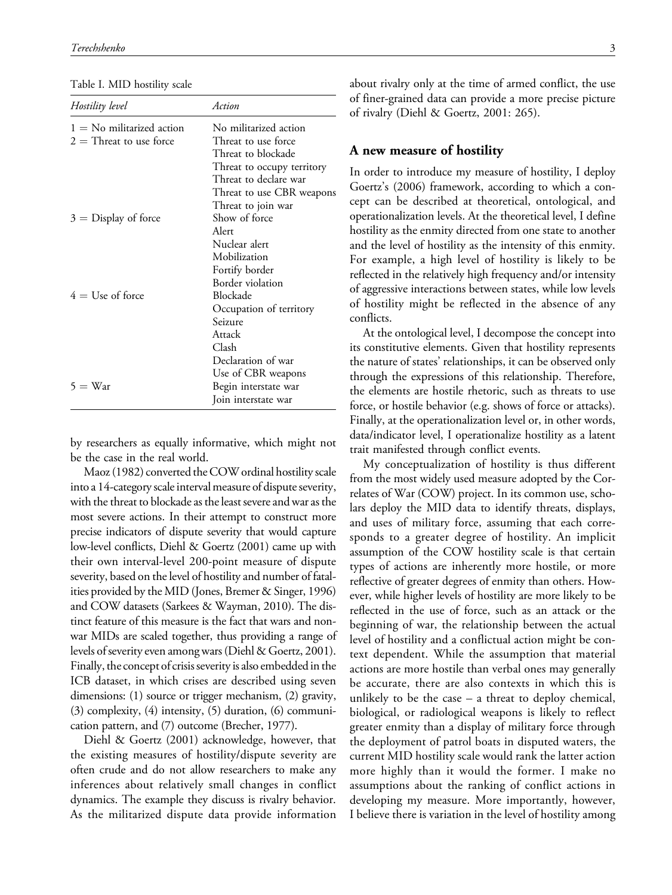Table I. MID hostility scale

| *Hostility level* | *Action* |
|---|---|
| 1 = No militarized action | No militarized action |
| 2 = Threat to use force | Threat to use force |
| | Threat to blockade |
| | Threat to occupy territory |
| | Threat to declare war |
| | Threat to use CBR weapons |
| | Threat to join war |
| 3 = Display of force | Show of force |
| | Alert |
| | Nuclear alert |
| | Mobilization |
| | Fortify border |
| | Border violation |
| 4 = Use of force | Blockade |
| | Occupation of territory |
| | Seizure |
| | Attack |
| | Clash |
| | Declaration of war |
| | Use of CBR weapons |
| 5 = War | Begin interstate war |
| | Join interstate war |

by researchers as equally informative, which might not be the case in the real world.

Maoz (1982) converted the COW ordinal hostility scale into a 14-category scale interval measure of dispute severity, with the threat to blockade as the least severe and war as the most severe actions. In their attempt to construct more precise indicators of dispute severity that would capture low-level conflicts, Diehl & Goertz (2001) came up with their own interval-level 200-point measure of dispute severity, based on the level of hostility and number of fatalities provided by the MID (Jones, Bremer & Singer, 1996) and COW datasets (Sarkees & Wayman, 2010). The distinct feature of this measure is the fact that wars and non-war MIDs are scaled together, thus providing a range of levels of severity even among wars (Diehl & Goertz, 2001). Finally, the concept of crisis severity is also embedded in the ICB dataset, in which crises are described using seven dimensions: (1) source or trigger mechanism, (2) gravity, (3) complexity, (4) intensity, (5) duration, (6) communication pattern, and (7) outcome (Brecher, 1977).

Diehl & Goertz (2001) acknowledge, however, that the existing measures of hostility/dispute severity are often crude and do not allow researchers to make any inferences about relatively small changes in conflict dynamics. The example they discuss is rivalry behavior. As the militarized dispute data provide information about rivalry only at the time of armed conflict, the use of finer-grained data can provide a more precise picture of rivalry (Diehl & Goertz, 2001: 265).

## A new measure of hostility

In order to introduce my measure of hostility, I deploy Goertz's (2006) framework, according to which a concept can be described at theoretical, ontological, and operationalization levels. At the theoretical level, I define hostility as the enmity directed from one state to another and the level of hostility as the intensity of this enmity. For example, a high level of hostility is likely to be reflected in the relatively high frequency and/or intensity of aggressive interactions between states, while low levels of hostility might be reflected in the absence of any conflicts.

At the ontological level, I decompose the concept into its constitutive elements. Given that hostility represents the nature of states' relationships, it can be observed only through the expressions of this relationship. Therefore, the elements are hostile rhetoric, such as threats to use force, or hostile behavior (e.g. shows of force or attacks). Finally, at the operationalization level or, in other words, data/indicator level, I operationalize hostility as a latent trait manifested through conflict events.

My conceptualization of hostility is thus different from the most widely used measure adopted by the Correlates of War (COW) project. In its common use, scholars deploy the MID data to identify threats, displays, and uses of military force, assuming that each corresponds to a greater degree of hostility. An implicit assumption of the COW hostility scale is that certain types of actions are inherently more hostile, or more reflective of greater degrees of enmity than others. However, while higher levels of hostility are more likely to be reflected in the use of force, such as an attack or the beginning of war, the relationship between the actual level of hostility and a conflictual action might be context dependent. While the assumption that material actions are more hostile than verbal ones may generally be accurate, there are also contexts in which this is unlikely to be the case – a threat to deploy chemical, biological, or radiological weapons is likely to reflect greater enmity than a display of military force through the deployment of patrol boats in disputed waters, the current MID hostility scale would rank the latter action more highly than it would the former. I make no assumptions about the ranking of conflict actions in developing my measure. More importantly, however, I believe there is variation in the level of hostility among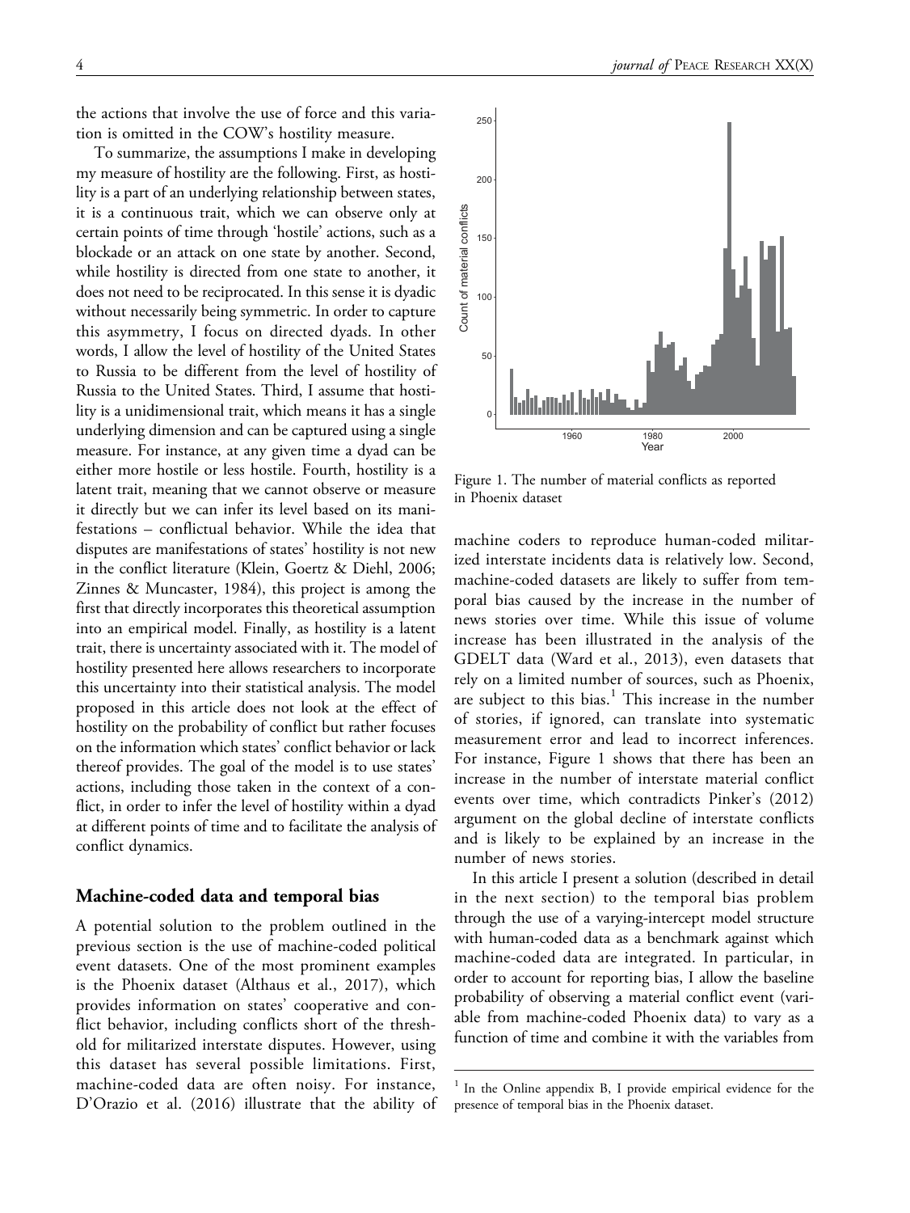the actions that involve the use of force and this variation is omitted in the COW's hostility measure.

To summarize, the assumptions I make in developing my measure of hostility are the following. First, as hostility is a part of an underlying relationship between states, it is a continuous trait, which we can observe only at certain points of time through 'hostile' actions, such as a blockade or an attack on one state by another. Second, while hostility is directed from one state to another, it does not need to be reciprocated. In this sense it is dyadic without necessarily being symmetric. In order to capture this asymmetry, I focus on directed dyads. In other words, I allow the level of hostility of the United States to Russia to be different from the level of hostility of Russia to the United States. Third, I assume that hostility is a unidimensional trait, which means it has a single underlying dimension and can be captured using a single measure. For instance, at any given time a dyad can be either more hostile or less hostile. Fourth, hostility is a latent trait, meaning that we cannot observe or measure it directly but we can infer its level based on its manifestations – conflictual behavior. While the idea that disputes are manifestations of states' hostility is not new in the conflict literature (Klein, Goertz & Diehl, 2006; Zinnes & Muncaster, 1984), this project is among the first that directly incorporates this theoretical assumption into an empirical model. Finally, as hostility is a latent trait, there is uncertainty associated with it. The model of hostility presented here allows researchers to incorporate this uncertainty into their statistical analysis. The model proposed in this article does not look at the effect of hostility on the probability of conflict but rather focuses on the information which states' conflict behavior or lack thereof provides. The goal of the model is to use states' actions, including those taken in the context of a conflict, in order to infer the level of hostility within a dyad at different points of time and to facilitate the analysis of conflict dynamics.

## Machine-coded data and temporal bias

A potential solution to the problem outlined in the previous section is the use of machine-coded political event datasets. One of the most prominent examples is the Phoenix dataset (Althaus et al., 2017), which provides information on states' cooperative and conflict behavior, including conflicts short of the threshold for militarized interstate disputes. However, using this dataset has several possible limitations. First, machine-coded data are often noisy. For instance, D'Orazio et al. (2016) illustrate that the ability of machine coders to reproduce human-coded militarized interstate incidents data is relatively low. Second, machine-coded datasets are likely to suffer from temporal bias caused by the increase in the number of news stories over time. While this issue of volume increase has been illustrated in the analysis of the GDELT data (Ward et al., 2013), even datasets that rely on a limited number of sources, such as Phoenix, are subject to this bias.[1] This increase in the number of stories, if ignored, can translate into systematic measurement error and lead to incorrect inferences. For instance, Figure 1 shows that there has been an increase in the number of interstate material conflict events over time, which contradicts Pinker's (2012) argument on the global decline of interstate conflicts and is likely to be explained by an increase in the number of news stories.

Count of material conflicts
250
200
150
100
50
0
1960
1980
2000
Year

Figure 1. The number of material conflicts as reported in Phoenix dataset

In this article I present a solution (described in detail in the next section) to the temporal bias problem through the use of a varying-intercept model structure with human-coded data as a benchmark against which machine-coded data are integrated. In particular, in order to account for reporting bias, I allow the baseline probability of observing a material conflict event (variable from machine-coded Phoenix data) to vary as a function of time and combine it with the variables from

[1] In the Online appendix B, I provide empirical evidence for the presence of temporal bias in the Phoenix dataset.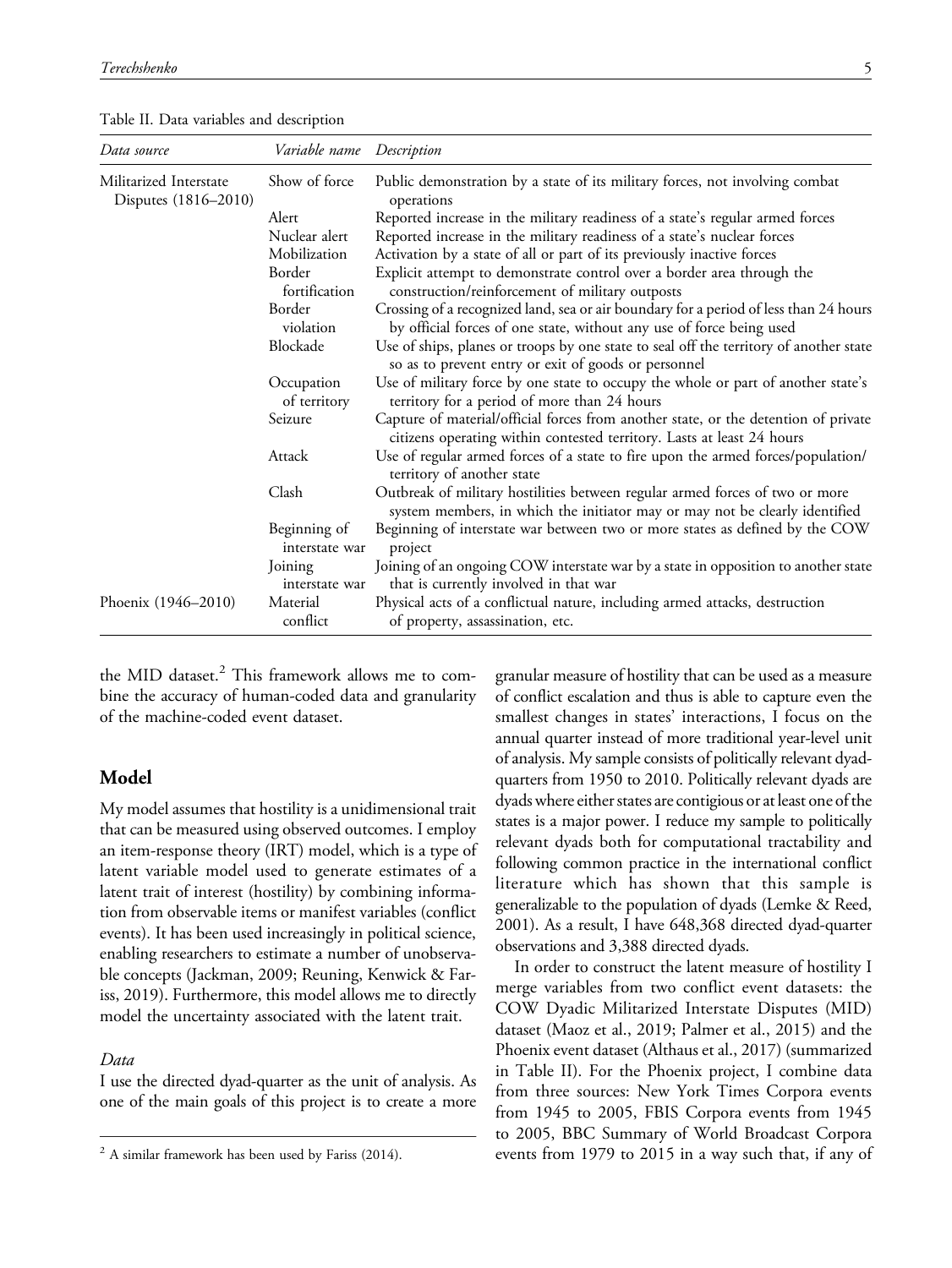Table II. Data variables and description

| Data source | Variable name | Description |
|---|---|---|
| Militarized Interstate Disputes (1816–2010) | Show of force | Public demonstration by a state of its military forces, not involving combat operations |
| | Alert | Reported increase in the military readiness of a state's regular armed forces |
| | Nuclear alert | Reported increase in the military readiness of a state's nuclear forces |
| | Mobilization | Activation by a state of all or part of its previously inactive forces |
| | Border fortification | Explicit attempt to demonstrate control over a border area through the construction/reinforcement of military outposts |
| | Border violation | Crossing of a recognized land, sea or air boundary for a period of less than 24 hours by official forces of one state, without any use of force being used |
| | Blockade | Use of ships, planes or troops by one state to seal off the territory of another state so as to prevent entry or exit of goods or personnel |
| | Occupation of territory | Use of military force by one state to occupy the whole or part of another state's territory for a period of more than 24 hours |
| | Seizure | Capture of material/official forces from another state, or the detention of private citizens operating within contested territory. Lasts at least 24 hours |
| | Attack | Use of regular armed forces of a state to fire upon the armed forces/population/ territory of another state |
| | Clash | Outbreak of military hostilities between regular armed forces of two or more system members, in which the initiator may or may not be clearly identified |
| | Beginning of interstate war | Beginning of interstate war between two or more states as defined by the COW project |
| | Joining interstate war | Joining of an ongoing COW interstate war by a state in opposition to another state that is currently involved in that war |
| Phoenix (1946–2010) | Material conflict | Physical acts of a conflictual nature, including armed attacks, destruction of property, assassination, etc. |

the MID dataset.[2] This framework allows me to combine the accuracy of human-coded data and granularity of the machine-coded event dataset.

## Model

My model assumes that hostility is a unidimensional trait that can be measured using observed outcomes. I employ an item-response theory (IRT) model, which is a type of latent variable model used to generate estimates of a latent trait of interest (hostility) by combining information from observable items or manifest variables (conflict events). It has been used increasingly in political science, enabling researchers to estimate a number of unobservable concepts (Jackman, 2009; Reuning, Kenwick & Fariss, 2019). Furthermore, this model allows me to directly model the uncertainty associated with the latent trait.

### *Data*

I use the directed dyad-quarter as the unit of analysis. As one of the main goals of this project is to create a more granular measure of hostility that can be used as a measure of conflict escalation and thus is able to capture even the smallest changes in states' interactions, I focus on the annual quarter instead of more traditional year-level unit of analysis. My sample consists of politically relevant dyad-quarters from 1950 to 2010. Politically relevant dyads are dyads where either states are contigious or at least one of the states is a major power. I reduce my sample to politically relevant dyads both for computational tractability and following common practice in the international conflict literature which has shown that this sample is generalizable to the population of dyads (Lemke & Reed, 2001). As a result, I have 648,368 directed dyad-quarter observations and 3,388 directed dyads.

In order to construct the latent measure of hostility I merge variables from two conflict event datasets: the COW Dyadic Militarized Interstate Disputes (MID) dataset (Maoz et al., 2019; Palmer et al., 2015) and the Phoenix event dataset (Althaus et al., 2017) (summarized in Table II). For the Phoenix project, I combine data from three sources: New York Times Corpora events from 1945 to 2005, FBIS Corpora events from 1945 to 2005, BBC Summary of World Broadcast Corpora events from 1979 to 2015 in a way such that, if any of

[2] A similar framework has been used by Fariss (2014).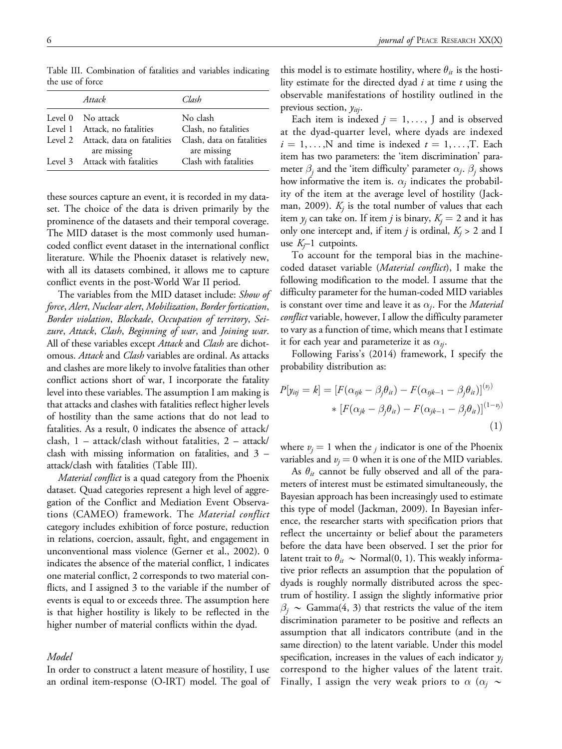Table III. Combination of fatalities and variables indicating the use of force

| | *Attack* | *Clash* |
|---|---|---|
| Level 0 | No attack | No clash |
| Level 1 | Attack, no fatalities | Clash, no fatalities |
| Level 2 | Attack, data on fatalities are missing | Clash, data on fatalities are missing |
| Level 3 | Attack with fatalities | Clash with fatalities |

these sources capture an event, it is recorded in my dataset. The choice of the data is driven primarily by the prominence of the datasets and their temporal coverage. The MID dataset is the most commonly used human-coded conflict event dataset in the international conflict literature. While the Phoenix dataset is relatively new, with all its datasets combined, it allows me to capture conflict events in the post-World War II period.

The variables from the MID dataset include: *Show of force*, *Alert*, *Nuclear alert*, *Mobilization*, *Border fortication*, *Border violation*, *Blockade*, *Occupation of territory*, *Seizure*, *Attack*, *Clash*, *Beginning of war*, and *Joining war*. All of these variables except *Attack* and *Clash* are dichotomous. *Attack* and *Clash* variables are ordinal. As attacks and clashes are more likely to involve fatalities than other conflict actions short of war, I incorporate the fatality level into these variables. The assumption I am making is that attacks and clashes with fatalities reflect higher levels of hostility than the same actions that do not lead to fatalities. As a result, 0 indicates the absence of attack/clash, 1 – attack/clash without fatalities, 2 – attack/clash with missing information on fatalities, and 3 – attack/clash with fatalities (Table III).

*Material conflict* is a quad category from the Phoenix dataset. Quad categories represent a high level of aggregation of the Conflict and Mediation Event Observations (CAMEO) framework. The *Material conflict* category includes exhibition of force posture, reduction in relations, coercion, assault, fight, and engagement in unconventional mass violence (Gerner et al., 2002). 0 indicates the absence of the material conflict, 1 indicates one material conflict, 2 corresponds to two material conflicts, and I assigned 3 to the variable if the number of events is equal to or exceeds three. The assumption here is that higher hostility is likely to be reflected in the higher number of material conflicts within the dyad.

### *Model*

In order to construct a latent measure of hostility, I use an ordinal item-response (O-IRT) model. The goal of this model is to estimate hostility, where $\theta_{it}$ is the hostility estimate for the directed dyad $i$ at time $t$ using the observable manifestations of hostility outlined in the previous section, $y_{itj}$.

Each item is indexed $j = 1, \ldots, J$ and is observed at the dyad-quarter level, where dyads are indexed $i = 1, \ldots, N$ and time is indexed $t = 1, \ldots, T$. Each item has two parameters: the 'item discrimination' parameter $\beta_j$ and the 'item difficulty' parameter $\alpha_j$. $\beta_j$ shows how informative the item is. $\alpha_j$ indicates the probability of the item at the average level of hostility (Jackman, 2009). $K_j$ is the total number of values that each item $y_j$ can take on. If item $j$ is binary, $K_j = 2$ and it has only one intercept and, if item $j$ is ordinal, $K_j > 2$ and I use $K_j$–1 cutpoints.

To account for the temporal bias in the machine-coded dataset variable (*Material conflict*), I make the following modification to the model. I assume that the difficulty parameter for the human-coded MID variables is constant over time and leave it as $\alpha_j$. For the *Material conflict* variable, however, I allow the difficulty parameter to vary as a function of time, which means that I estimate it for each year and parameterize it as $\alpha_{tj}$.

Following Fariss's (2014) framework, I specify the probability distribution as:

$$P[y_{itj} = k] = [F(\alpha_{tjk} - \beta_j\theta_{it}) - F(\alpha_{tjk-1} - \beta_j\theta_{it})]^{(v_j)} * [F(\alpha_{jk} - \beta_j\theta_{it}) - F(\alpha_{jk-1} - \beta_j\theta_{it})]^{(1-v_j)} \quad (1)$$

where $v_j = 1$ when the $_j$ indicator is one of the Phoenix variables and $v_j = 0$ when it is one of the MID variables.

As $\theta_{it}$ cannot be fully observed and all of the parameters of interest must be estimated simultaneously, the Bayesian approach has been increasingly used to estimate this type of model (Jackman, 2009). In Bayesian inference, the researcher starts with specification priors that reflect the uncertainty or belief about the parameters before the data have been observed. I set the prior for latent trait to $\theta_{it} \sim \text{Normal}(0, 1)$. This weakly informative prior reflects an assumption that the population of dyads is roughly normally distributed across the spectrum of hostility. I assign the slightly informative prior $\beta_j \sim \text{Gamma}(4, 3)$ that restricts the value of the item discrimination parameter to be positive and reflects an assumption that all indicators contribute (and in the same direction) to the latent variable. Under this model specification, increases in the values of each indicator $y_j$ correspond to the higher values of the latent trait. Finally, I assign the very weak priors to $\alpha$ ($\alpha_j \sim$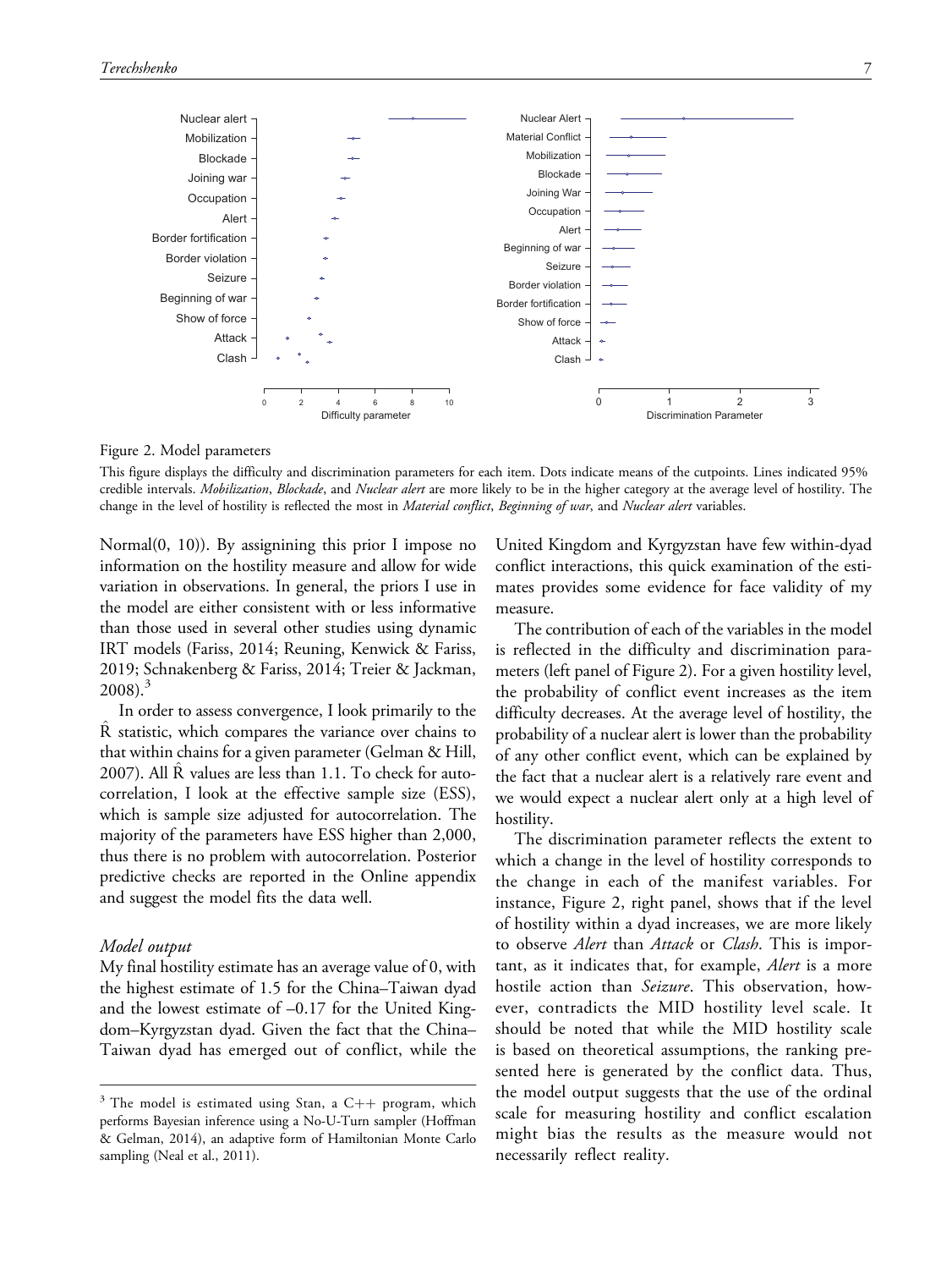Figure 2. Model parameters

This figure displays the difficulty and discrimination parameters for each item. Dots indicate means of the cutpoints. Lines indicated 95% credible intervals. *Mobilization*, *Blockade*, and *Nuclear alert* are more likely to be in the higher category at the average level of hostility. The change in the level of hostility is reflected the most in *Material conflict*, *Beginning of war*, and *Nuclear alert* variables.

Normal(0, 10)). By assigninning this prior I impose no information on the hostility measure and allow for wide variation in observations. In general, the priors I use in the model are either consistent with or less informative than those used in several other studies using dynamic IRT models (Fariss, 2014; Reuning, Kenwick & Fariss, 2019; Schnakenberg & Fariss, 2014; Treier & Jackman, 2008).[3]

In order to assess convergence, I look primarily to the $\hat{R}$ statistic, which compares the variance over chains to that within chains for a given parameter (Gelman & Hill, 2007). All $\hat{R}$ values are less than 1.1. To check for autocorrelation, I look at the effective sample size (ESS), which is sample size adjusted for autocorrelation. The majority of the parameters have ESS higher than 2,000, thus there is no problem with autocorrelation. Posterior predictive checks are reported in the Online appendix and suggest the model fits the data well.

### *Model output*

My final hostility estimate has an average value of 0, with the highest estimate of 1.5 for the China–Taiwan dyad and the lowest estimate of –0.17 for the United Kingdom–Kyrgyzstan dyad. Given the fact that the China–Taiwan dyad has emerged out of conflict, while the United Kingdom and Kyrgyzstan have few within-dyad conflict interactions, this quick examination of the estimates provides some evidence for face validity of my measure.

The contribution of each of the variables in the model is reflected in the difficulty and discrimination parameters (left panel of Figure 2). For a given hostility level, the probability of conflict event increases as the item difficulty decreases. At the average level of hostility, the probability of a nuclear alert is lower than the probability of any other conflict event, which can be explained by the fact that a nuclear alert is a relatively rare event and we would expect a nuclear alert only at a high level of hostility.

The discrimination parameter reflects the extent to which a change in the level of hostility corresponds to the change in each of the manifest variables. For instance, Figure 2, right panel, shows that if the level of hostility within a dyad increases, we are more likely to observe *Alert* than *Attack* or *Clash*. This is important, as it indicates that, for example, *Alert* is a more hostile action than *Seizure*. This observation, however, contradicts the MID hostility level scale. It should be noted that while the MID hostility scale is based on theoretical assumptions, the ranking presented here is generated by the conflict data. Thus, the model output suggests that the use of the ordinal scale for measuring hostility and conflict escalation might bias the results as the measure would not necessarily reflect reality.

[3] The model is estimated using Stan, a C++ program, which performs Bayesian inference using a No-U-Turn sampler (Hoffman & Gelman, 2014), an adaptive form of Hamiltonian Monte Carlo sampling (Neal et al., 2011).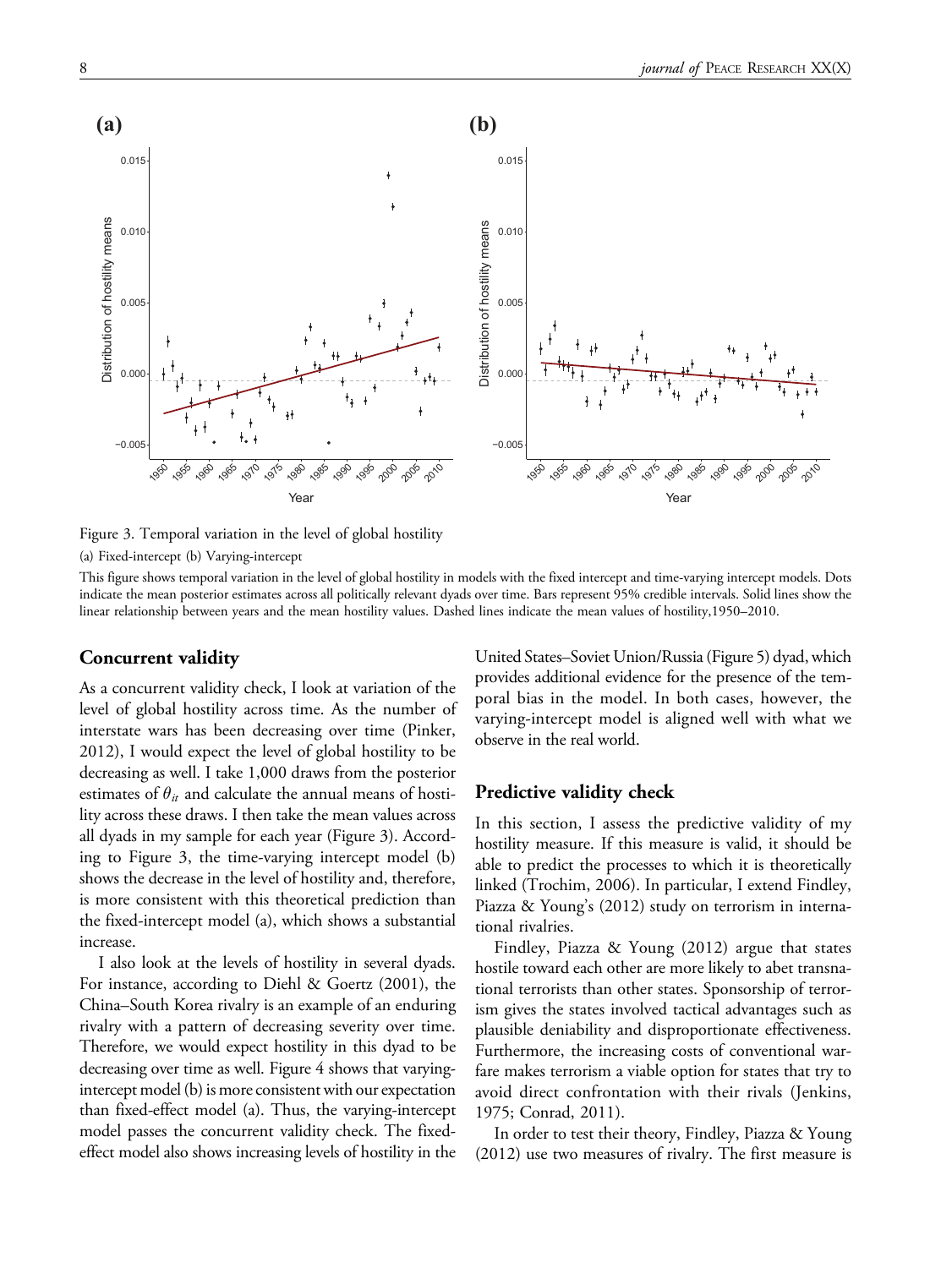Figure 3. Temporal variation in the level of global hostility

(a) Fixed-intercept (b) Varying-intercept

This figure shows temporal variation in the level of global hostility in models with the fixed intercept and time-varying intercept models. Dots indicate the mean posterior estimates across all politically relevant dyads over time. Bars represent 95% credible intervals. Solid lines show the linear relationship between years and the mean hostility values. Dashed lines indicate the mean values of hostility,1950–2010.

## Concurrent validity

As a concurrent validity check, I look at variation of the level of global hostility across time. As the number of interstate wars has been decreasing over time (Pinker, 2012), I would expect the level of global hostility to be decreasing as well. I take 1,000 draws from the posterior estimates of $\theta_{it}$ and calculate the annual means of hostility across these draws. I then take the mean values across all dyads in my sample for each year (Figure 3). According to Figure 3, the time-varying intercept model (b) shows the decrease in the level of hostility and, therefore, is more consistent with this theoretical prediction than the fixed-intercept model (a), which shows a substantial increase.

I also look at the levels of hostility in several dyads. For instance, according to Diehl & Goertz (2001), the China–South Korea rivalry is an example of an enduring rivalry with a pattern of decreasing severity over time. Therefore, we would expect hostility in this dyad to be decreasing over time as well. Figure 4 shows that varying-intercept model (b) is more consistent with our expectation than fixed-effect model (a). Thus, the varying-intercept model passes the concurrent validity check. The fixed-effect model also shows increasing levels of hostility in the United States–Soviet Union/Russia (Figure 5) dyad, which provides additional evidence for the presence of the temporal bias in the model. In both cases, however, the varying-intercept model is aligned well with what we observe in the real world.

## Predictive validity check

In this section, I assess the predictive validity of my hostility measure. If this measure is valid, it should be able to predict the processes to which it is theoretically linked (Trochim, 2006). In particular, I extend Findley, Piazza & Young's (2012) study on terrorism in international rivalries.

Findley, Piazza & Young (2012) argue that states hostile toward each other are more likely to abet transnational terrorists than other states. Sponsorship of terrorism gives the states involved tactical advantages such as plausible deniability and disproportionate effectiveness. Furthermore, the increasing costs of conventional warfare makes terrorism a viable option for states that try to avoid direct confrontation with their rivals (Jenkins, 1975; Conrad, 2011).

In order to test their theory, Findley, Piazza & Young (2012) use two measures of rivalry. The first measure is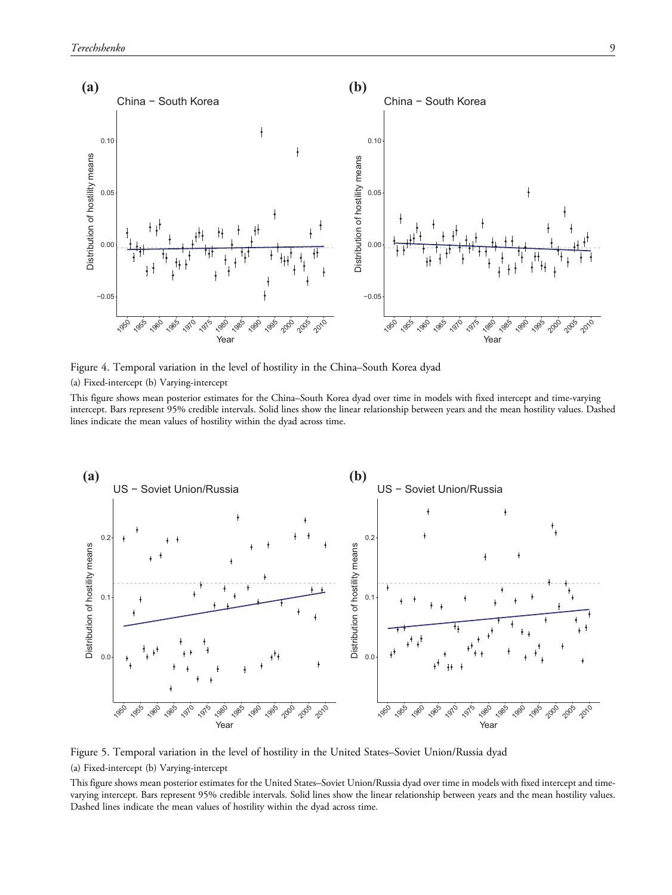Figure 4. Temporal variation in the level of hostility in the China–South Korea dyad

(a) Fixed-intercept (b) Varying-intercept

This figure shows mean posterior estimates for the China–South Korea dyad over time in models with fixed intercept and time-varying intercept. Bars represent 95% credible intervals. Solid lines show the linear relationship between years and the mean hostility values. Dashed lines indicate the mean values of hostility within the dyad across time.

Figure 5. Temporal variation in the level of hostility in the United States–Soviet Union/Russia dyad

(a) Fixed-intercept (b) Varying-intercept

This figure shows mean posterior estimates for the United States–Soviet Union/Russia dyad over time in models with fixed intercept and time-varying intercept. Bars represent 95% credible intervals. Solid lines show the linear relationship between years and the mean hostility values. Dashed lines indicate the mean values of hostility within the dyad across time.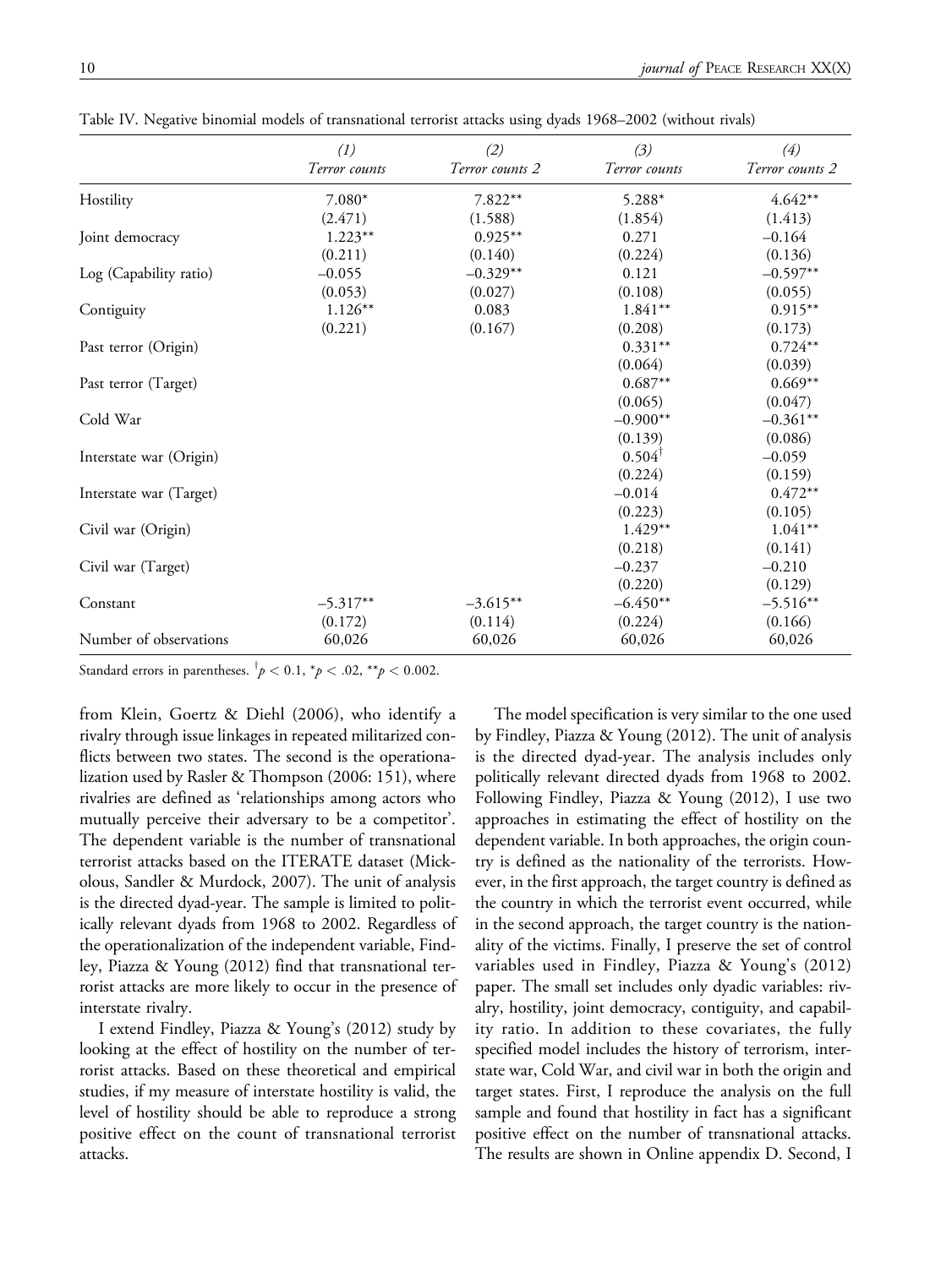Table IV. Negative binomial models of transnational terrorist attacks using dyads 1968–2002 (without rivals)

| | *(1)* *Terror counts* | *(2)* *Terror counts 2* | *(3)* *Terror counts* | *(4)* *Terror counts 2* |
|---|---|---|---|---|
| Hostility | 7.080* | 7.822** | 5.288* | 4.642** |
| | (2.471) | (1.588) | (1.854) | (1.413) |
| Joint democracy | 1.223** | 0.925** | 0.271 | –0.164 |
| | (0.211) | (0.140) | (0.224) | (0.136) |
| Log (Capability ratio) | –0.055 | –0.329** | 0.121 | –0.597** |
| | (0.053) | (0.027) | (0.108) | (0.055) |
| Contiguity | 1.126** | 0.083 | 1.841** | 0.915** |
| | (0.221) | (0.167) | (0.208) | (0.173) |
| Past terror (Origin) | | | 0.331** | 0.724** |
| | | | (0.064) | (0.039) |
| Past terror (Target) | | | 0.687** | 0.669** |
| | | | (0.065) | (0.047) |
| Cold War | | | –0.900** | –0.361** |
| | | | (0.139) | (0.086) |
| Interstate war (Origin) | | | $0.504^{\dagger}$ | –0.059 |
| | | | (0.224) | (0.159) |
| Interstate war (Target) | | | –0.014 | 0.472** |
| | | | (0.223) | (0.105) |
| Civil war (Origin) | | | 1.429** | 1.041** |
| | | | (0.218) | (0.141) |
| Civil war (Target) | | | –0.237 | –0.210 |
| | | | (0.220) | (0.129) |
| Constant | –5.317** | –3.615** | –6.450** | –5.516** |
| | (0.172) | (0.114) | (0.224) | (0.166) |
| Number of observations | 60,026 | 60,026 | 60,026 | 60,026 |

Standard errors in parentheses. $^{\dagger}p < 0.1$, $^{*}p < .02$, $^{**}p < 0.002$.

from Klein, Goertz & Diehl (2006), who identify a rivalry through issue linkages in repeated militarized conflicts between two states. The second is the operationalization used by Rasler & Thompson (2006: 151), where rivalries are defined as 'relationships among actors who mutually perceive their adversary to be a competitor'. The dependent variable is the number of transnational terrorist attacks based on the ITERATE dataset (Mickolous, Sandler & Murdock, 2007). The unit of analysis is the directed dyad-year. The sample is limited to politically relevant dyads from 1968 to 2002. Regardless of the operationalization of the independent variable, Findley, Piazza & Young (2012) find that transnational terrorist attacks are more likely to occur in the presence of interstate rivalry.

I extend Findley, Piazza & Young's (2012) study by looking at the effect of hostility on the number of terrorist attacks. Based on these theoretical and empirical studies, if my measure of interstate hostility is valid, the level of hostility should be able to reproduce a strong positive effect on the count of transnational terrorist attacks.

The model specification is very similar to the one used by Findley, Piazza & Young (2012). The unit of analysis is the directed dyad-year. The analysis includes only politically relevant directed dyads from 1968 to 2002. Following Findley, Piazza & Young (2012), I use two approaches in estimating the effect of hostility on the dependent variable. In both approaches, the origin country is defined as the nationality of the terrorists. However, in the first approach, the target country is defined as the country in which the terrorist event occurred, while in the second approach, the target country is the nationality of the victims. Finally, I preserve the set of control variables used in Findley, Piazza & Young's (2012) paper. The small set includes only dyadic variables: rivalry, hostility, joint democracy, contiguity, and capability ratio. In addition to these covariates, the fully specified model includes the history of terrorism, interstate war, Cold War, and civil war in both the origin and target states. First, I reproduce the analysis on the full sample and found that hostility in fact has a significant positive effect on the number of transnational attacks. The results are shown in Online appendix D. Second, I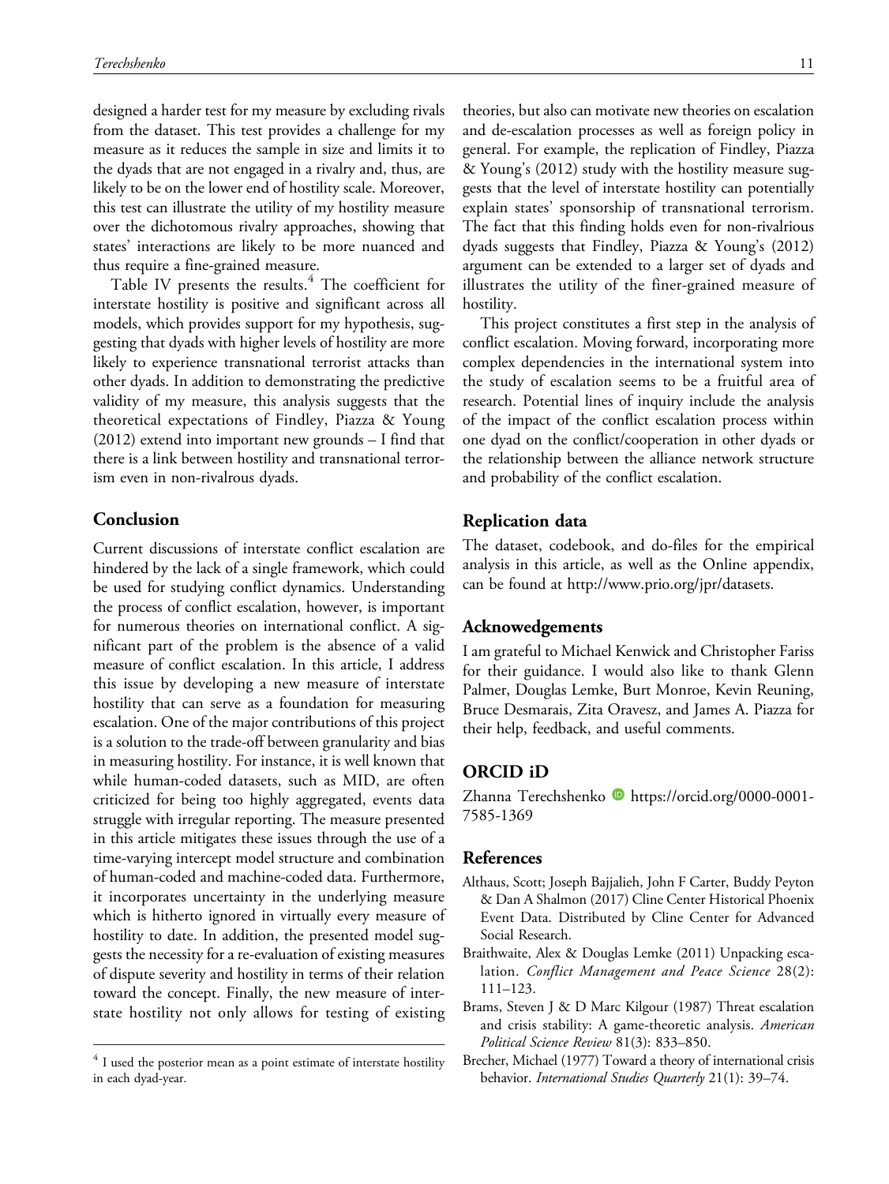designed a harder test for my measure by excluding rivals from the dataset. This test provides a challenge for my measure as it reduces the sample in size and limits it to the dyads that are not engaged in a rivalry and, thus, are likely to be on the lower end of hostility scale. Moreover, this test can illustrate the utility of my hostility measure over the dichotomous rivalry approaches, showing that states' interactions are likely to be more nuanced and thus require a fine-grained measure.

Table IV presents the results.[4] The coefficient for interstate hostility is positive and significant across all models, which provides support for my hypothesis, suggesting that dyads with higher levels of hostility are more likely to experience transnational terrorist attacks than other dyads. In addition to demonstrating the predictive validity of my measure, this analysis suggests that the theoretical expectations of Findley, Piazza & Young (2012) extend into important new grounds – I find that there is a link between hostility and transnational terrorism even in non-rivalrous dyads.

## Conclusion

Current discussions of interstate conflict escalation are hindered by the lack of a single framework, which could be used for studying conflict dynamics. Understanding the process of conflict escalation, however, is important for numerous theories on international conflict. A significant part of the problem is the absence of a valid measure of conflict escalation. In this article, I address this issue by developing a new measure of interstate hostility that can serve as a foundation for measuring escalation. One of the major contributions of this project is a solution to the trade-off between granularity and bias in measuring hostility. For instance, it is well known that while human-coded datasets, such as MID, are often criticized for being too highly aggregated, events data struggle with irregular reporting. The measure presented in this article mitigates these issues through the use of a time-varying intercept model structure and combination of human-coded and machine-coded data. Furthermore, it incorporates uncertainty in the underlying measure which is hitherto ignored in virtually every measure of hostility to date. In addition, the presented model suggests the necessity for a re-evaluation of existing measures of dispute severity and hostility in terms of their relation toward the concept. Finally, the new measure of interstate hostility not only allows for testing of existing theories, but also can motivate new theories on escalation and de-escalation processes as well as foreign policy in general. For example, the replication of Findley, Piazza & Young's (2012) study with the hostility measure suggests that the level of interstate hostility can potentially explain states' sponsorship of transnational terrorism. The fact that this finding holds even for non-rivalrious dyads suggests that Findley, Piazza & Young's (2012) argument can be extended to a larger set of dyads and illustrates the utility of the finer-grained measure of hostility.

This project constitutes a first step in the analysis of conflict escalation. Moving forward, incorporating more complex dependencies in the international system into the study of escalation seems to be a fruitful area of research. Potential lines of inquiry include the analysis of the impact of the conflict escalation process within one dyad on the conflict/cooperation in other dyads or the relationship between the alliance network structure and probability of the conflict escalation.

## Replication data

The dataset, codebook, and do-files for the empirical analysis in this article, as well as the Online appendix, can be found at http://www.prio.org/jpr/datasets.

## Acknowedgements

I am grateful to Michael Kenwick and Christopher Fariss for their guidance. I would also like to thank Glenn Palmer, Douglas Lemke, Burt Monroe, Kevin Reuning, Bruce Desmarais, Zita Oravesz, and James A. Piazza for their help, feedback, and useful comments.

## ORCID iD

Zhanna Terechshenko https://orcid.org/0000-0001-7585-1369

## References

Althaus, Scott; Joseph Bajjalieh, John F Carter, Buddy Peyton & Dan A Shalmon (2017) Cline Center Historical Phoenix Event Data. Distributed by Cline Center for Advanced Social Research.

Braithwaite, Alex & Douglas Lemke (2011) Unpacking escalation. *Conflict Management and Peace Science* 28(2): 111–123.

Brams, Steven J & D Marc Kilgour (1987) Threat escalation and crisis stability: A game-theoretic analysis. *American Political Science Review* 81(3): 833–850.

Brecher, Michael (1977) Toward a theory of international crisis behavior. *International Studies Quarterly* 21(1): 39–74.

[4] I used the posterior mean as a point estimate of interstate hostility in each dyad-year.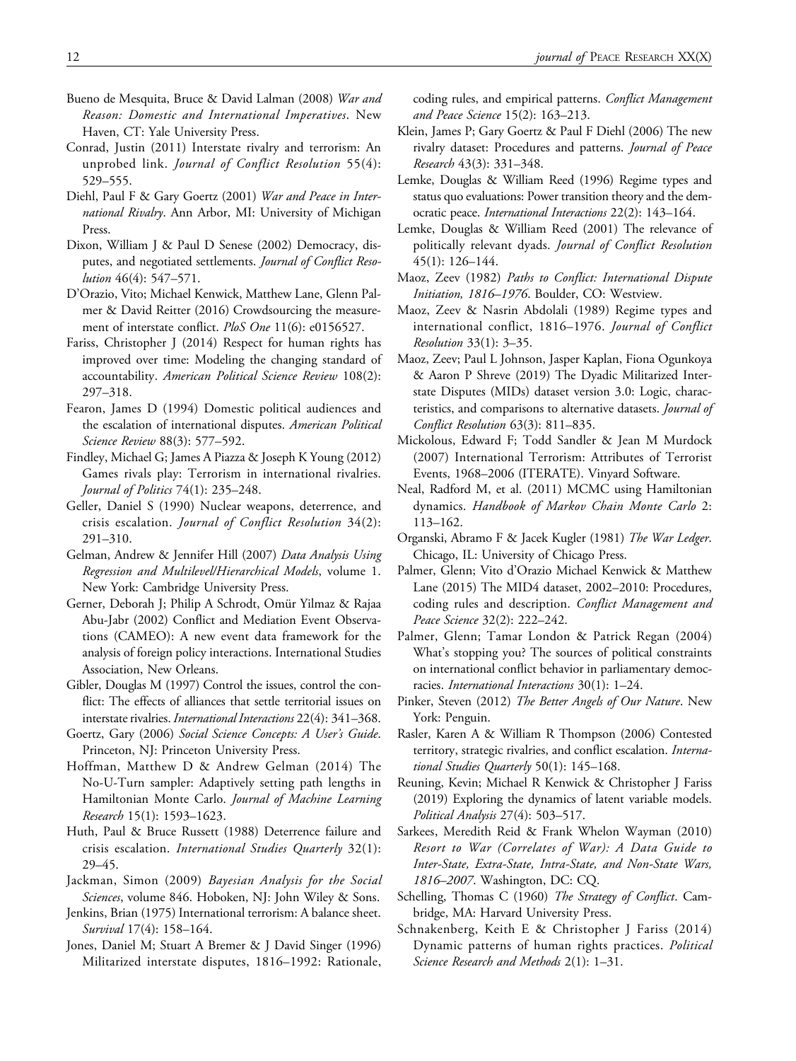Bueno de Mesquita, Bruce & David Lalman (2008) *War and Reason: Domestic and International Imperatives*. New Haven, CT: Yale University Press.

Conrad, Justin (2011) Interstate rivalry and terrorism: An unprobed link. *Journal of Conflict Resolution* 55(4): 529–555.

Diehl, Paul F & Gary Goertz (2001) *War and Peace in International Rivalry*. Ann Arbor, MI: University of Michigan Press.

Dixon, William J & Paul D Senese (2002) Democracy, disputes, and negotiated settlements. *Journal of Conflict Resolution* 46(4): 547–571.

D'Orazio, Vito; Michael Kenwick, Matthew Lane, Glenn Palmer & David Reitter (2016) Crowdsourcing the measurement of interstate conflict. *PloS One* 11(6): e0156527.

Fariss, Christopher J (2014) Respect for human rights has improved over time: Modeling the changing standard of accountability. *American Political Science Review* 108(2): 297–318.

Fearon, James D (1994) Domestic political audiences and the escalation of international disputes. *American Political Science Review* 88(3): 577–592.

Findley, Michael G; James A Piazza & Joseph K Young (2012) Games rivals play: Terrorism in international rivalries. *Journal of Politics* 74(1): 235–248.

Geller, Daniel S (1990) Nuclear weapons, deterrence, and crisis escalation. *Journal of Conflict Resolution* 34(2): 291–310.

Gelman, Andrew & Jennifer Hill (2007) *Data Analysis Using Regression and Multilevel/Hierarchical Models*, volume 1. New York: Cambridge University Press.

Gerner, Deborah J; Philip A Schrodt, Omür Yilmaz & Rajaa Abu-Jabr (2002) Conflict and Mediation Event Observations (CAMEO): A new event data framework for the analysis of foreign policy interactions. International Studies Association, New Orleans.

Gibler, Douglas M (1997) Control the issues, control the conflict: The effects of alliances that settle territorial issues on interstate rivalries. *International Interactions* 22(4): 341–368.

Goertz, Gary (2006) *Social Science Concepts: A User's Guide*. Princeton, NJ: Princeton University Press.

Hoffman, Matthew D & Andrew Gelman (2014) The No-U-Turn sampler: Adaptively setting path lengths in Hamiltonian Monte Carlo. *Journal of Machine Learning Research* 15(1): 1593–1623.

Huth, Paul & Bruce Russett (1988) Deterrence failure and crisis escalation. *International Studies Quarterly* 32(1): 29–45.

Jackman, Simon (2009) *Bayesian Analysis for the Social Sciences*, volume 846. Hoboken, NJ: John Wiley & Sons.

Jenkins, Brian (1975) International terrorism: A balance sheet. *Survival* 17(4): 158–164.

Jones, Daniel M; Stuart A Bremer & J David Singer (1996) Militarized interstate disputes, 1816–1992: Rationale, coding rules, and empirical patterns. *Conflict Management and Peace Science* 15(2): 163–213.

Klein, James P; Gary Goertz & Paul F Diehl (2006) The new rivalry dataset: Procedures and patterns. *Journal of Peace Research* 43(3): 331–348.

Lemke, Douglas & William Reed (1996) Regime types and status quo evaluations: Power transition theory and the democratic peace. *International Interactions* 22(2): 143–164.

Lemke, Douglas & William Reed (2001) The relevance of politically relevant dyads. *Journal of Conflict Resolution* 45(1): 126–144.

Maoz, Zeev (1982) *Paths to Conflict: International Dispute Initiation, 1816–1976*. Boulder, CO: Westview.

Maoz, Zeev & Nasrin Abdolali (1989) Regime types and international conflict, 1816–1976. *Journal of Conflict Resolution* 33(1): 3–35.

Maoz, Zeev; Paul L Johnson, Jasper Kaplan, Fiona Ogunkoya & Aaron P Shreve (2019) The Dyadic Militarized Interstate Disputes (MIDs) dataset version 3.0: Logic, characteristics, and comparisons to alternative datasets. *Journal of Conflict Resolution* 63(3): 811–835.

Mickolous, Edward F; Todd Sandler & Jean M Murdock (2007) International Terrorism: Attributes of Terrorist Events, 1968–2006 (ITERATE). Vinyard Software.

Neal, Radford M, et al. (2011) MCMC using Hamiltonian dynamics. *Handbook of Markov Chain Monte Carlo* 2: 113–162.

Organski, Abramo F & Jacek Kugler (1981) *The War Ledger*. Chicago, IL: University of Chicago Press.

Palmer, Glenn; Vito d'Orazio Michael Kenwick & Matthew Lane (2015) The MID4 dataset, 2002–2010: Procedures, coding rules and description. *Conflict Management and Peace Science* 32(2): 222–242.

Palmer, Glenn; Tamar London & Patrick Regan (2004) What's stopping you? The sources of political constraints on international conflict behavior in parliamentary democracies. *International Interactions* 30(1): 1–24.

Pinker, Steven (2012) *The Better Angels of Our Nature*. New York: Penguin.

Rasler, Karen A & William R Thompson (2006) Contested territory, strategic rivalries, and conflict escalation. *International Studies Quarterly* 50(1): 145–168.

Reuning, Kevin; Michael R Kenwick & Christopher J Fariss (2019) Exploring the dynamics of latent variable models. *Political Analysis* 27(4): 503–517.

Sarkees, Meredith Reid & Frank Whelon Wayman (2010) *Resort to War (Correlates of War): A Data Guide to Inter-State, Extra-State, Intra-State, and Non-State Wars, 1816–2007*. Washington, DC: CQ.

Schelling, Thomas C (1960) *The Strategy of Conflict*. Cambridge, MA: Harvard University Press.

Schnakenberg, Keith E & Christopher J Fariss (2014) Dynamic patterns of human rights practices. *Political Science Research and Methods* 2(1): 1–31.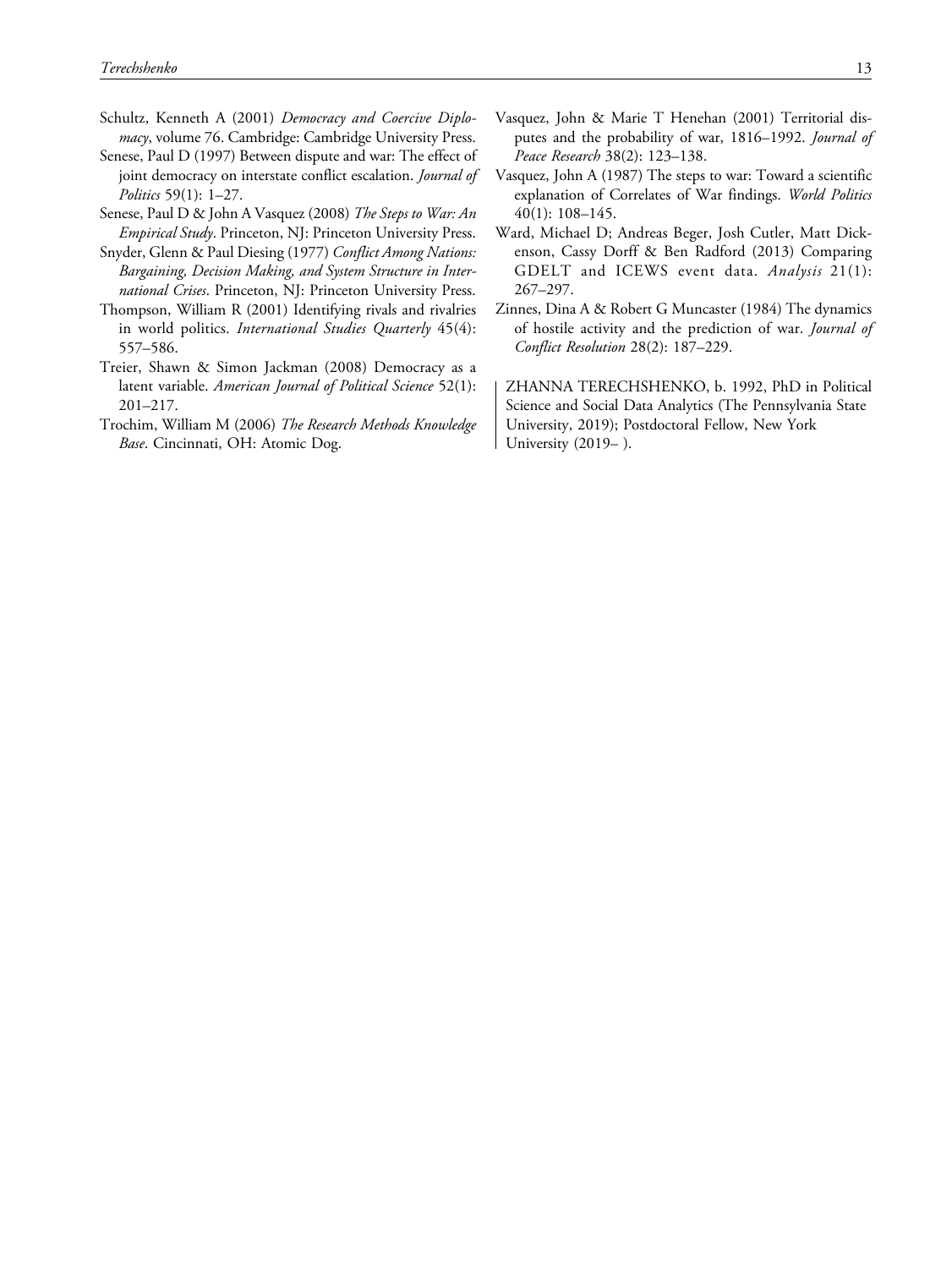Schultz, Kenneth A (2001) *Democracy and Coercive Diplomacy*, volume 76. Cambridge: Cambridge University Press.

Senese, Paul D (1997) Between dispute and war: The effect of joint democracy on interstate conflict escalation. *Journal of Politics* 59(1): 1–27.

Senese, Paul D & John A Vasquez (2008) *The Steps to War: An Empirical Study*. Princeton, NJ: Princeton University Press.

Snyder, Glenn & Paul Diesing (1977) *Conflict Among Nations: Bargaining, Decision Making, and System Structure in International Crises*. Princeton, NJ: Princeton University Press.

Thompson, William R (2001) Identifying rivals and rivalries in world politics. *International Studies Quarterly* 45(4): 557–586.

Treier, Shawn & Simon Jackman (2008) Democracy as a latent variable. *American Journal of Political Science* 52(1): 201–217.

Trochim, William M (2006) *The Research Methods Knowledge Base*. Cincinnati, OH: Atomic Dog.

Vasquez, John & Marie T Henehan (2001) Territorial disputes and the probability of war, 1816–1992. *Journal of Peace Research* 38(2): 123–138.

Vasquez, John A (1987) The steps to war: Toward a scientific explanation of Correlates of War findings. *World Politics* 40(1): 108–145.

Ward, Michael D; Andreas Beger, Josh Cutler, Matt Dickenson, Cassy Dorff & Ben Radford (2013) Comparing GDELT and ICEWS event data. *Analysis* 21(1): 267–297.

Zinnes, Dina A & Robert G Muncaster (1984) The dynamics of hostile activity and the prediction of war. *Journal of Conflict Resolution* 28(2): 187–229.

ZHANNA TERECHSHENKO, b. 1992, PhD in Political Science and Social Data Analytics (The Pennsylvania State University, 2019); Postdoctoral Fellow, New York University (2019– ).